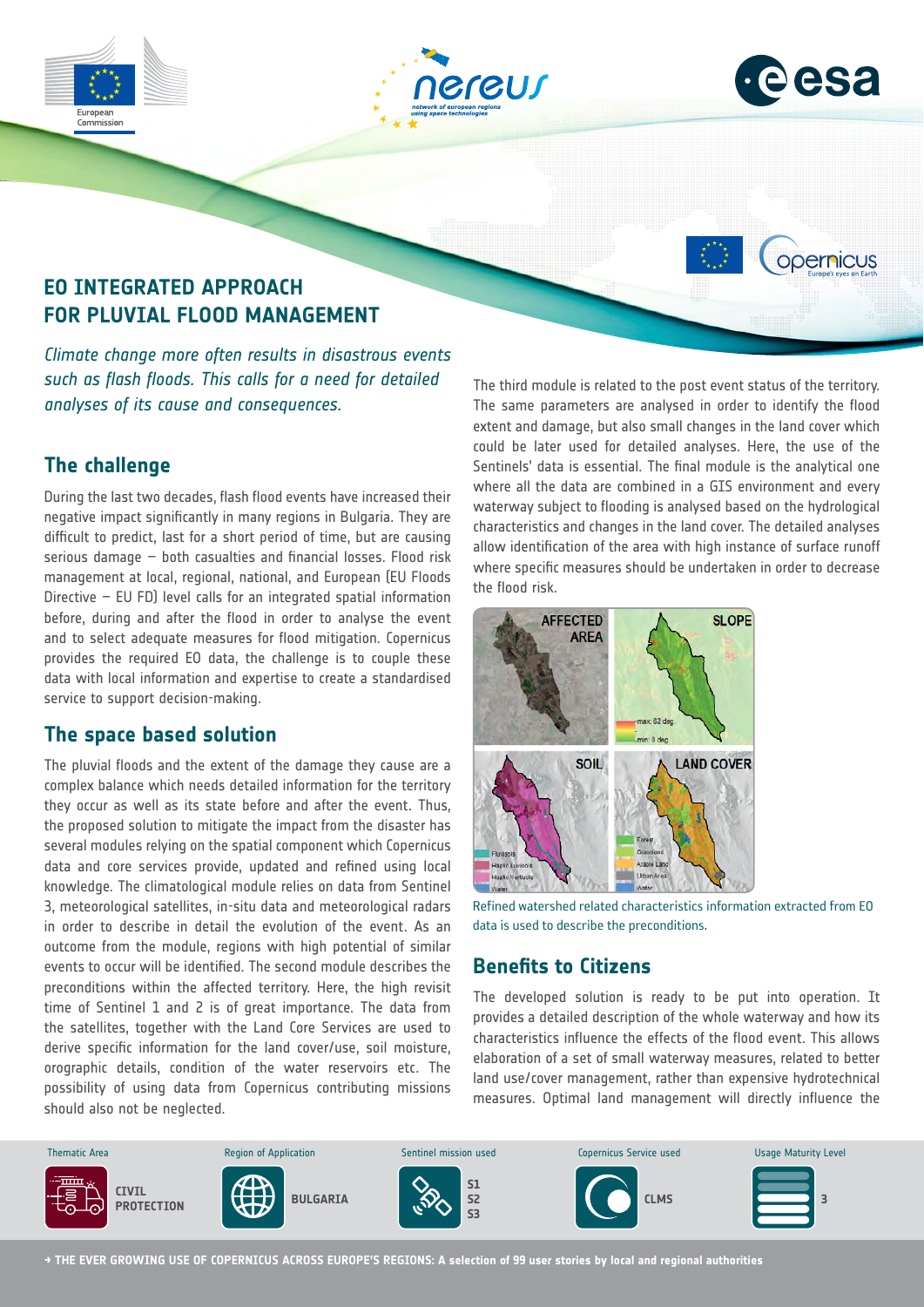# EO INTEGRATED APPROACH FOR PLUVIAL FLOOD MANAGEMENT

*Climate change more often results in disastrous events such as flash floods. This calls for a need for detailed analyses of its cause and consequences.*

## The challenge

During the last two decades, flash flood events have increased their negative impact significantly in many regions in Bulgaria. They are difficult to predict, last for a short period of time, but are causing serious damage – both casualties and financial losses. Flood risk management at local, regional, national, and European (EU Floods Directive – EU FD) level calls for an integrated spatial information before, during and after the flood in order to analyse the event and to select adequate measures for flood mitigation. Copernicus provides the required EO data, the challenge is to couple these data with local information and expertise to create a standardised service to support decision-making.

## The space based solution

The pluvial floods and the extent of the damage they cause are a complex balance which needs detailed information for the territory they occur as well as its state before and after the event. Thus, the proposed solution to mitigate the impact from the disaster has several modules relying on the spatial component which Copernicus data and core services provide, updated and refined using local knowledge. The climatological module relies on data from Sentinel 3, meteorological satellites, in-situ data and meteorological radars in order to describe in detail the evolution of the event. As an outcome from the module, regions with high potential of similar events to occur will be identified. The second module describes the preconditions within the affected territory. Here, the high revisit time of Sentinel 1 and 2 is of great importance. The data from the satellites, together with the Land Core Services are used to derive specific information for the land cover/use, soil moisture, orographic details, condition of the water reservoirs etc. The possibility of using data from Copernicus contributing missions should also not be neglected.

The third module is related to the post event status of the territory. The same parameters are analysed in order to identify the flood extent and damage, but also small changes in the land cover which could be later used for detailed analyses. Here, the use of the Sentinels' data is essential. The final module is the analytical one where all the data are combined in a GIS environment and every waterway subject to flooding is analysed based on the hydrological characteristics and changes in the land cover. The detailed analyses allow identification of the area with high instance of surface runoff where specific measures should be undertaken in order to decrease the flood risk.

Refined watershed related characteristics information extracted from EO data is used to describe the preconditions.

## Benefits to Citizens

The developed solution is ready to be put into operation. It provides a detailed description of the whole waterway and how its characteristics influence the effects of the flood event. This allows elaboration of a set of small waterway measures, related to better land use/cover management, rather than expensive hydrotechnical measures. Optimal land management will directly influence the

| Thematic Area | Region of Application | Sentinel mission used | Copernicus Service used | Usage Maturity Level |
|---|---|---|---|---|
| CIVIL PROTECTION | BULGARIA | S1 S2 S3 | CLMS | 3 |

→ THE EVER GROWING USE OF COPERNICUS ACROSS EUROPE'S REGIONS: A selection of 99 user stories by local and regional authorities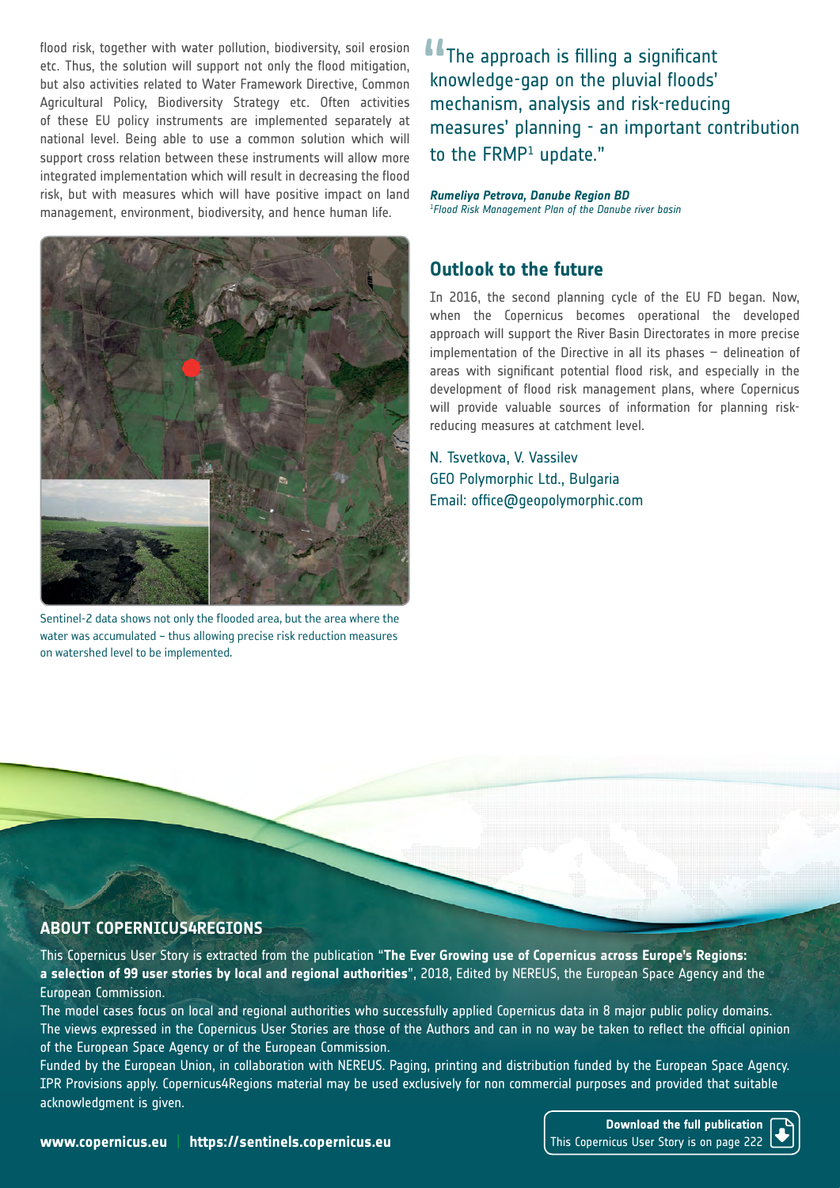flood risk, together with water pollution, biodiversity, soil erosion etc. Thus, the solution will support not only the flood mitigation, but also activities related to Water Framework Directive, Common Agricultural Policy, Biodiversity Strategy etc. Often activities of these EU policy instruments are implemented separately at national level. Being able to use a common solution which will support cross relation between these instruments will allow more integrated implementation which will result in decreasing the flood risk, but with measures which will have positive impact on land management, environment, biodiversity, and hence human life.

Sentinel-2 data shows not only the flooded area, but the area where the water was accumulated – thus allowing precise risk reduction measures on watershed level to be implemented.

"The approach is filling a significant knowledge-gap on the pluvial floods' mechanism, analysis and risk-reducing measures' planning - an important contribution to the FRMP[1] update."

***Rumeliya Petrova, Danube Region BD***
*[1]Flood Risk Management Plan of the Danube river basin*

## Outlook to the future

In 2016, the second planning cycle of the EU FD began. Now, when the Copernicus becomes operational the developed approach will support the River Basin Directorates in more precise implementation of the Directive in all its phases – delineation of areas with significant potential flood risk, and especially in the development of flood risk management plans, where Copernicus will provide valuable sources of information for planning risk-reducing measures at catchment level.

N. Tsvetkova, V. Vassilev
GEO Polymorphic Ltd., Bulgaria
Email: office@geopolymorphic.com

## ABOUT COPERNICUS4REGIONS

This Copernicus User Story is extracted from the publication "**The Ever Growing use of Copernicus across Europe's Regions: a selection of 99 user stories by local and regional authorities**", 2018, Edited by NEREUS, the European Space Agency and the European Commission.

The model cases focus on local and regional authorities who successfully applied Copernicus data in 8 major public policy domains. The views expressed in the Copernicus User Stories are those of the Authors and can in no way be taken to reflect the official opinion of the European Space Agency or of the European Commission.

Funded by the European Union, in collaboration with NEREUS. Paging, printing and distribution funded by the European Space Agency. IPR Provisions apply. Copernicus4Regions material may be used exclusively for non commercial purposes and provided that suitable acknowledgment is given.

**www.copernicus.eu** | **https://sentinels.copernicus.eu**

**Download the full publication**
This Copernicus User Story is on page 222